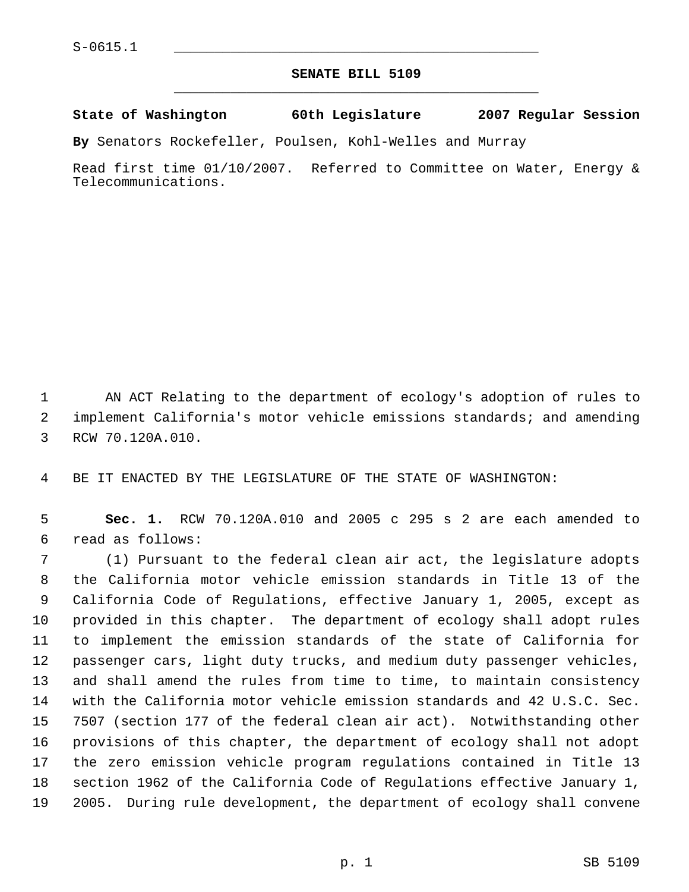S-0615.1

# SENATE BILL 5109

**State of Washington 60th Legislature 2007 Regular Session**

**By** Senators Rockefeller, Poulsen, Kohl-Welles and Murray

Read first time 01/10/2007. Referred to Committee on Water, Energy & Telecommunications.

AN ACT Relating to the department of ecology's adoption of rules to implement California's motor vehicle emissions standards; and amending RCW 70.120A.010.

BE IT ENACTED BY THE LEGISLATURE OF THE STATE OF WASHINGTON:

**Sec. 1.** RCW 70.120A.010 and 2005 c 295 s 2 are each amended to read as follows:

(1) Pursuant to the federal clean air act, the legislature adopts the California motor vehicle emission standards in Title 13 of the California Code of Regulations, effective January 1, 2005, except as provided in this chapter. The department of ecology shall adopt rules to implement the emission standards of the state of California for passenger cars, light duty trucks, and medium duty passenger vehicles, and shall amend the rules from time to time, to maintain consistency with the California motor vehicle emission standards and 42 U.S.C. Sec. 7507 (section 177 of the federal clean air act). Notwithstanding other provisions of this chapter, the department of ecology shall not adopt the zero emission vehicle program regulations contained in Title 13 section 1962 of the California Code of Regulations effective January 1, 2005. During rule development, the department of ecology shall convene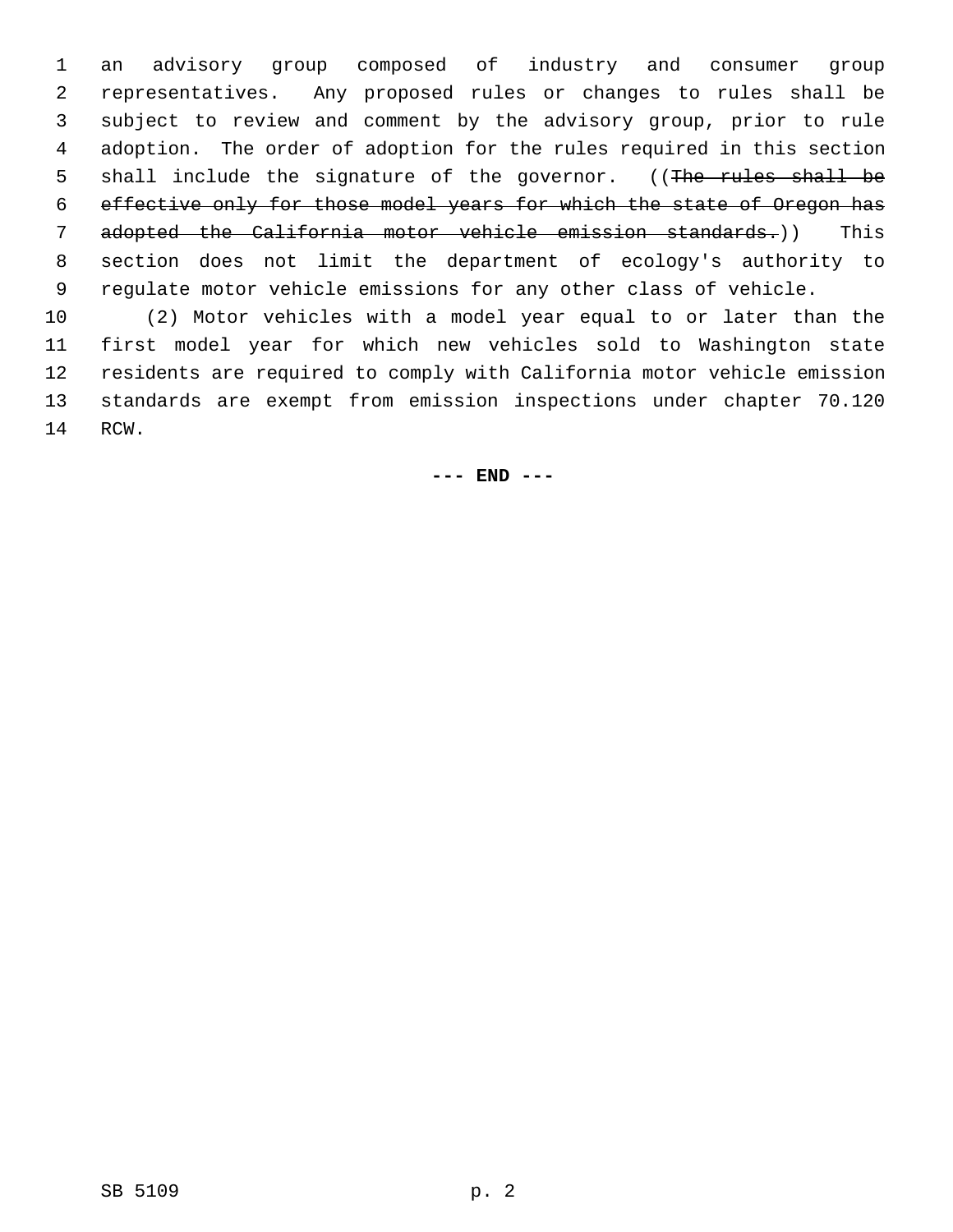an advisory group composed of industry and consumer group representatives. Any proposed rules or changes to rules shall be subject to review and comment by the advisory group, prior to rule adoption. The order of adoption for the rules required in this section shall include the signature of the governor. ((~~The rules shall be effective only for those model years for which the state of Oregon has adopted the California motor vehicle emission standards.~~)) This section does not limit the department of ecology's authority to regulate motor vehicle emissions for any other class of vehicle.

(2) Motor vehicles with a model year equal to or later than the first model year for which new vehicles sold to Washington state residents are required to comply with California motor vehicle emission standards are exempt from emission inspections under chapter 70.120 RCW.

**--- END ---**